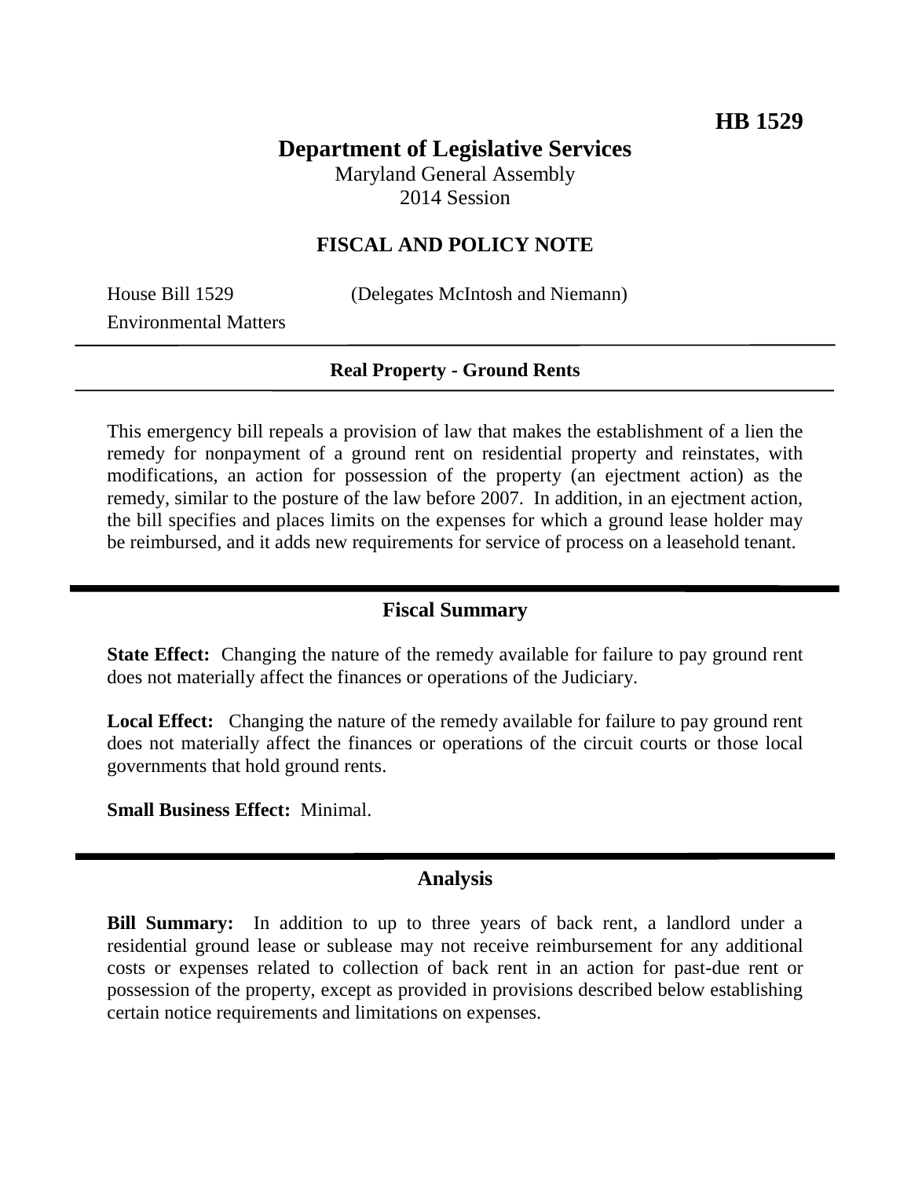**HB 1529**

# Department of Legislative Services

Maryland General Assembly
2014 Session

## FISCAL AND POLICY NOTE

House Bill 1529 (Delegates McIntosh and Niemann)
Environmental Matters

**Real Property - Ground Rents**

This emergency bill repeals a provision of law that makes the establishment of a lien the remedy for nonpayment of a ground rent on residential property and reinstates, with modifications, an action for possession of the property (an ejectment action) as the remedy, similar to the posture of the law before 2007. In addition, in an ejectment action, the bill specifies and places limits on the expenses for which a ground lease holder may be reimbursed, and it adds new requirements for service of process on a leasehold tenant.

## Fiscal Summary

**State Effect:** Changing the nature of the remedy available for failure to pay ground rent does not materially affect the finances or operations of the Judiciary.

**Local Effect:** Changing the nature of the remedy available for failure to pay ground rent does not materially affect the finances or operations of the circuit courts or those local governments that hold ground rents.

**Small Business Effect:** Minimal.

## Analysis

**Bill Summary:** In addition to up to three years of back rent, a landlord under a residential ground lease or sublease may not receive reimbursement for any additional costs or expenses related to collection of back rent in an action for past-due rent or possession of the property, except as provided in provisions described below establishing certain notice requirements and limitations on expenses.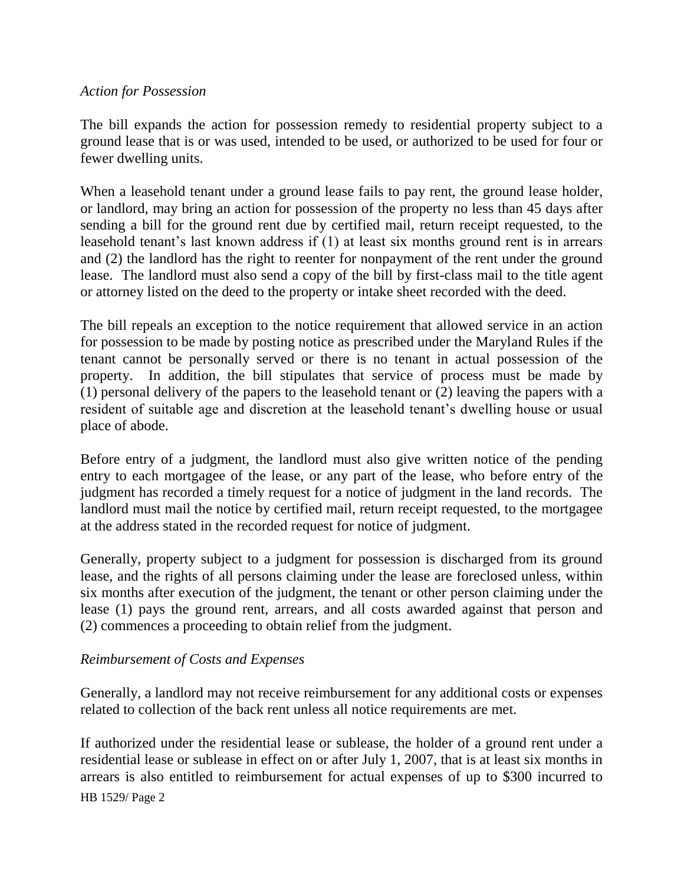*Action for Possession*

The bill expands the action for possession remedy to residential property subject to a ground lease that is or was used, intended to be used, or authorized to be used for four or fewer dwelling units.

When a leasehold tenant under a ground lease fails to pay rent, the ground lease holder, or landlord, may bring an action for possession of the property no less than 45 days after sending a bill for the ground rent due by certified mail, return receipt requested, to the leasehold tenant's last known address if (1) at least six months ground rent is in arrears and (2) the landlord has the right to reenter for nonpayment of the rent under the ground lease. The landlord must also send a copy of the bill by first-class mail to the title agent or attorney listed on the deed to the property or intake sheet recorded with the deed.

The bill repeals an exception to the notice requirement that allowed service in an action for possession to be made by posting notice as prescribed under the Maryland Rules if the tenant cannot be personally served or there is no tenant in actual possession of the property. In addition, the bill stipulates that service of process must be made by (1) personal delivery of the papers to the leasehold tenant or (2) leaving the papers with a resident of suitable age and discretion at the leasehold tenant's dwelling house or usual place of abode.

Before entry of a judgment, the landlord must also give written notice of the pending entry to each mortgagee of the lease, or any part of the lease, who before entry of the judgment has recorded a timely request for a notice of judgment in the land records. The landlord must mail the notice by certified mail, return receipt requested, to the mortgagee at the address stated in the recorded request for notice of judgment.

Generally, property subject to a judgment for possession is discharged from its ground lease, and the rights of all persons claiming under the lease are foreclosed unless, within six months after execution of the judgment, the tenant or other person claiming under the lease (1) pays the ground rent, arrears, and all costs awarded against that person and (2) commences a proceeding to obtain relief from the judgment.

*Reimbursement of Costs and Expenses*

Generally, a landlord may not receive reimbursement for any additional costs or expenses related to collection of the back rent unless all notice requirements are met.

If authorized under the residential lease or sublease, the holder of a ground rent under a residential lease or sublease in effect on or after July 1, 2007, that is at least six months in arrears is also entitled to reimbursement for actual expenses of up to $300 incurred to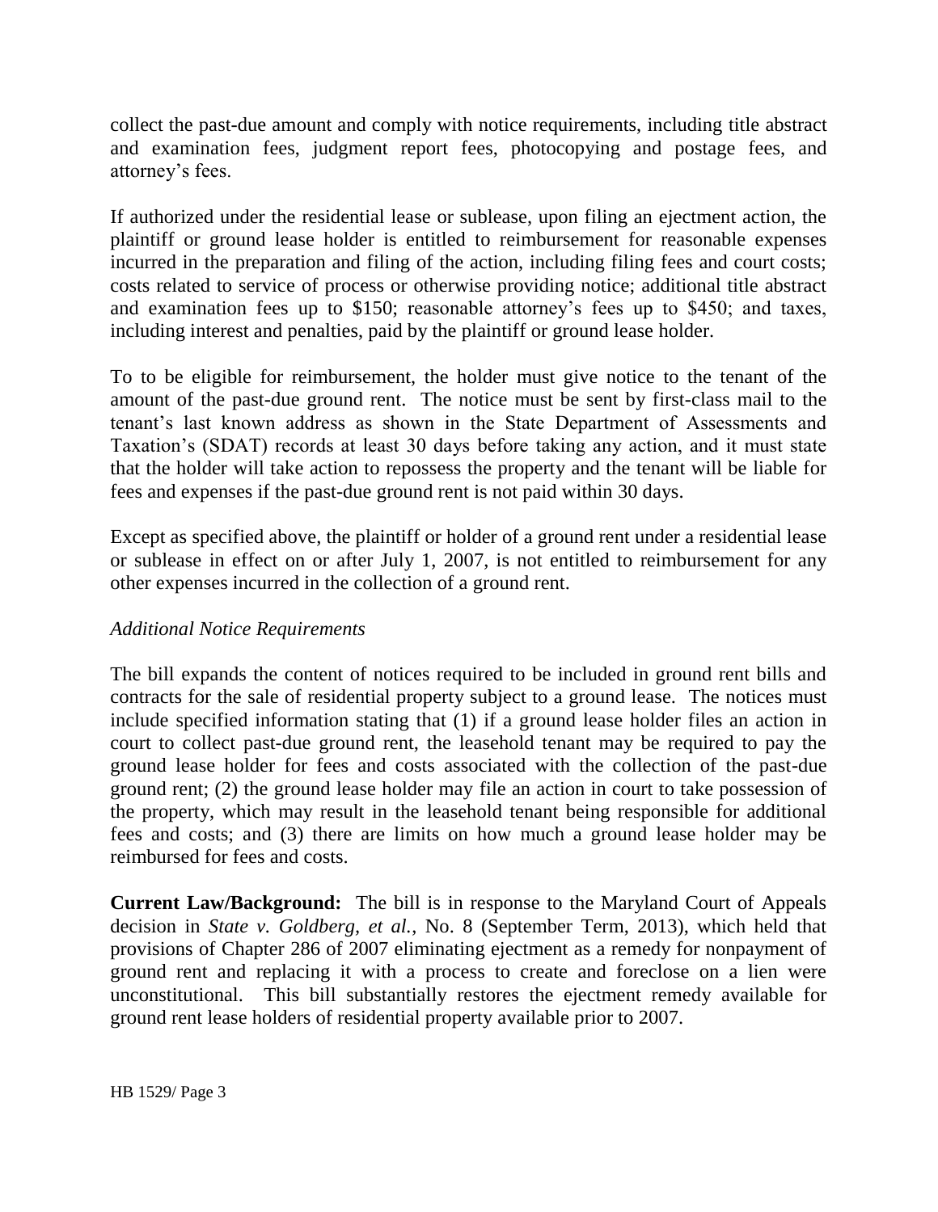collect the past-due amount and comply with notice requirements, including title abstract and examination fees, judgment report fees, photocopying and postage fees, and attorney's fees.

If authorized under the residential lease or sublease, upon filing an ejectment action, the plaintiff or ground lease holder is entitled to reimbursement for reasonable expenses incurred in the preparation and filing of the action, including filing fees and court costs; costs related to service of process or otherwise providing notice; additional title abstract and examination fees up to $150; reasonable attorney's fees up to $450; and taxes, including interest and penalties, paid by the plaintiff or ground lease holder.

To to be eligible for reimbursement, the holder must give notice to the tenant of the amount of the past-due ground rent. The notice must be sent by first-class mail to the tenant's last known address as shown in the State Department of Assessments and Taxation's (SDAT) records at least 30 days before taking any action, and it must state that the holder will take action to repossess the property and the tenant will be liable for fees and expenses if the past-due ground rent is not paid within 30 days.

Except as specified above, the plaintiff or holder of a ground rent under a residential lease or sublease in effect on or after July 1, 2007, is not entitled to reimbursement for any other expenses incurred in the collection of a ground rent.

*Additional Notice Requirements*

The bill expands the content of notices required to be included in ground rent bills and contracts for the sale of residential property subject to a ground lease. The notices must include specified information stating that (1) if a ground lease holder files an action in court to collect past-due ground rent, the leasehold tenant may be required to pay the ground lease holder for fees and costs associated with the collection of the past-due ground rent; (2) the ground lease holder may file an action in court to take possession of the property, which may result in the leasehold tenant being responsible for additional fees and costs; and (3) there are limits on how much a ground lease holder may be reimbursed for fees and costs.

**Current Law/Background:** The bill is in response to the Maryland Court of Appeals decision in *State v. Goldberg, et al.*, No. 8 (September Term, 2013), which held that provisions of Chapter 286 of 2007 eliminating ejectment as a remedy for nonpayment of ground rent and replacing it with a process to create and foreclose on a lien were unconstitutional. This bill substantially restores the ejectment remedy available for ground rent lease holders of residential property available prior to 2007.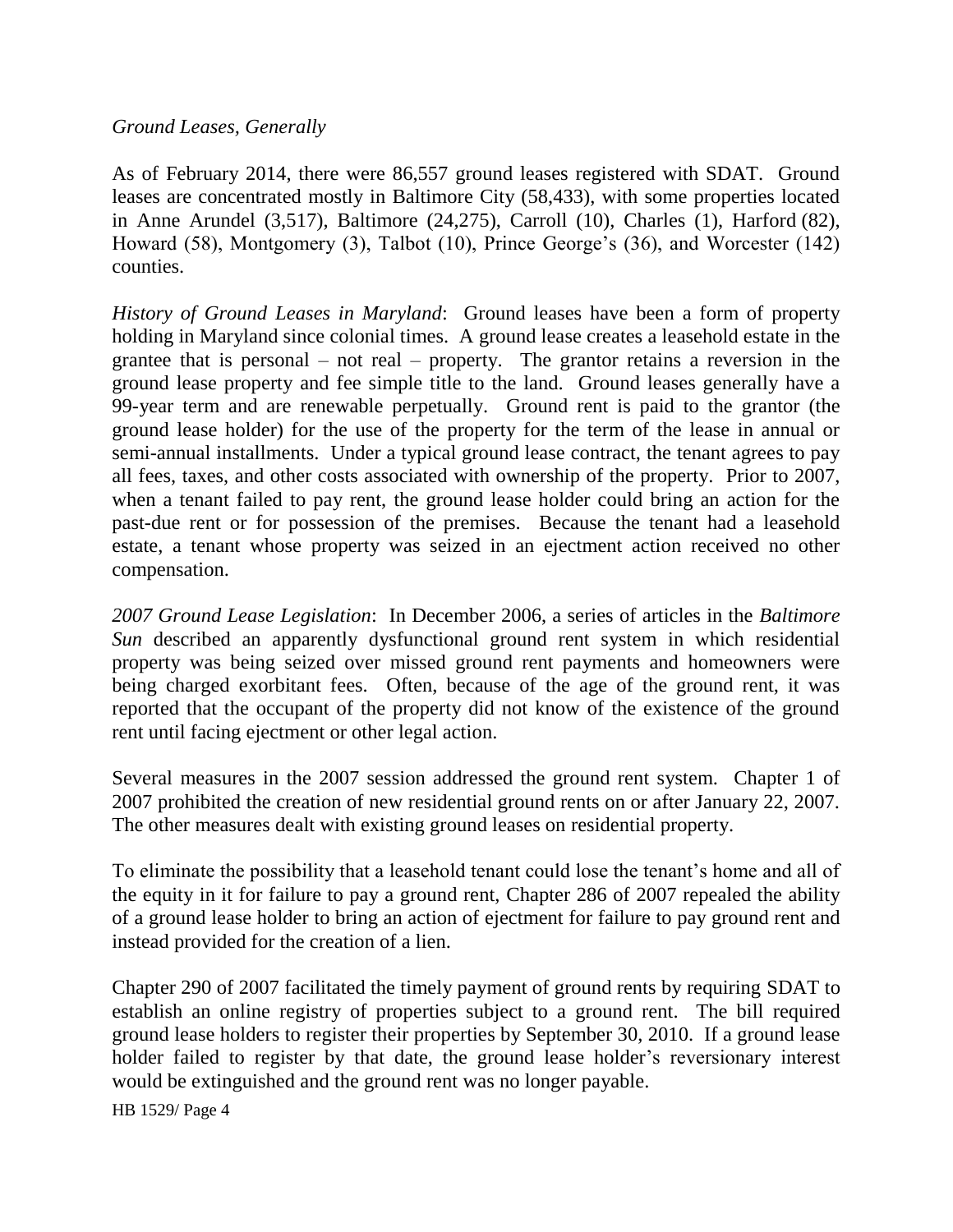*Ground Leases, Generally*

As of February 2014, there were 86,557 ground leases registered with SDAT. Ground leases are concentrated mostly in Baltimore City (58,433), with some properties located in Anne Arundel (3,517), Baltimore (24,275), Carroll (10), Charles (1), Harford (82), Howard (58), Montgomery (3), Talbot (10), Prince George's (36), and Worcester (142) counties.

*History of Ground Leases in Maryland*: Ground leases have been a form of property holding in Maryland since colonial times. A ground lease creates a leasehold estate in the grantee that is personal – not real – property. The grantor retains a reversion in the ground lease property and fee simple title to the land. Ground leases generally have a 99-year term and are renewable perpetually. Ground rent is paid to the grantor (the ground lease holder) for the use of the property for the term of the lease in annual or semi-annual installments. Under a typical ground lease contract, the tenant agrees to pay all fees, taxes, and other costs associated with ownership of the property. Prior to 2007, when a tenant failed to pay rent, the ground lease holder could bring an action for the past-due rent or for possession of the premises. Because the tenant had a leasehold estate, a tenant whose property was seized in an ejectment action received no other compensation.

*2007 Ground Lease Legislation*: In December 2006, a series of articles in the *Baltimore Sun* described an apparently dysfunctional ground rent system in which residential property was being seized over missed ground rent payments and homeowners were being charged exorbitant fees. Often, because of the age of the ground rent, it was reported that the occupant of the property did not know of the existence of the ground rent until facing ejectment or other legal action.

Several measures in the 2007 session addressed the ground rent system. Chapter 1 of 2007 prohibited the creation of new residential ground rents on or after January 22, 2007. The other measures dealt with existing ground leases on residential property.

To eliminate the possibility that a leasehold tenant could lose the tenant's home and all of the equity in it for failure to pay a ground rent, Chapter 286 of 2007 repealed the ability of a ground lease holder to bring an action of ejectment for failure to pay ground rent and instead provided for the creation of a lien.

Chapter 290 of 2007 facilitated the timely payment of ground rents by requiring SDAT to establish an online registry of properties subject to a ground rent. The bill required ground lease holders to register their properties by September 30, 2010. If a ground lease holder failed to register by that date, the ground lease holder's reversionary interest would be extinguished and the ground rent was no longer payable.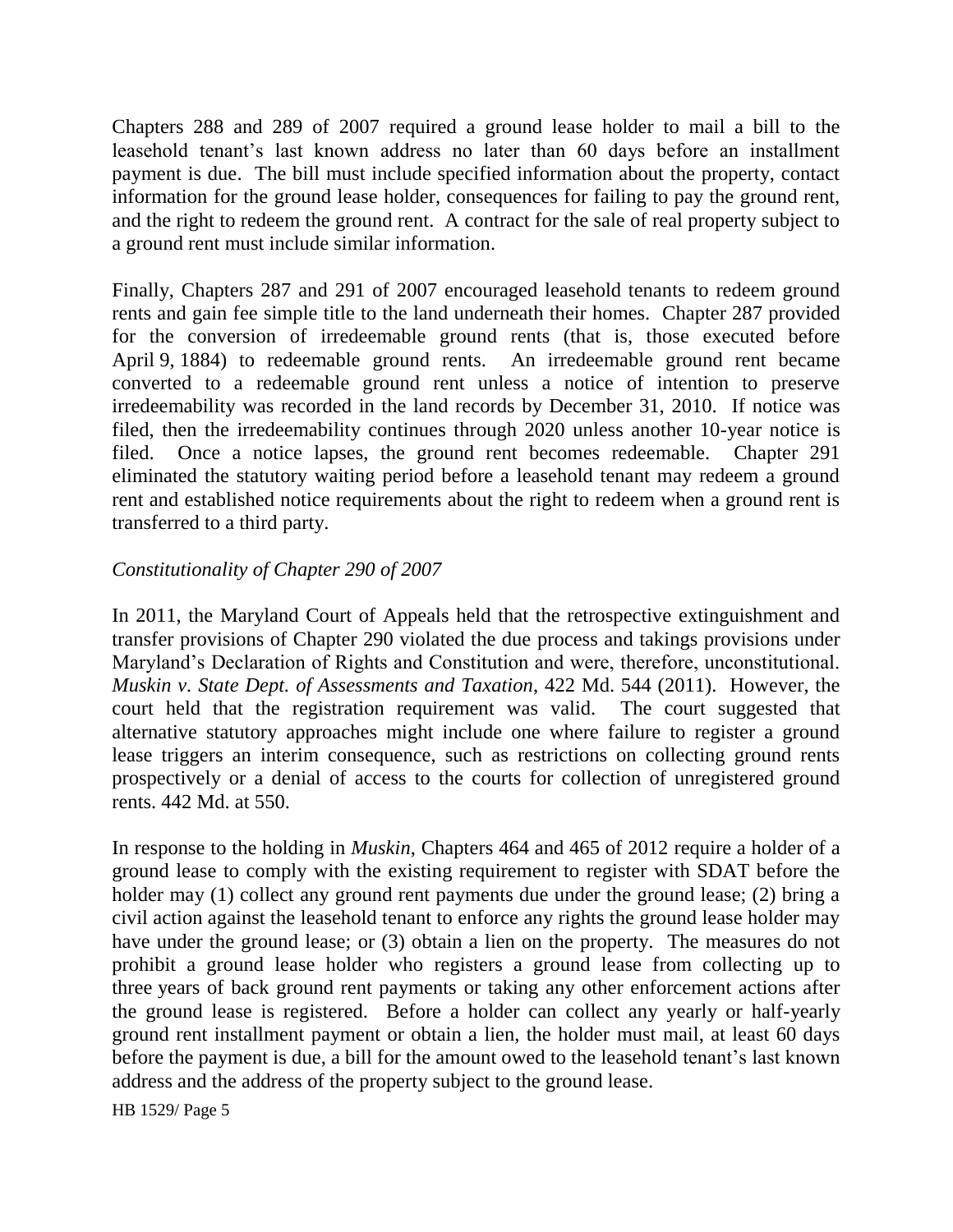Chapters 288 and 289 of 2007 required a ground lease holder to mail a bill to the leasehold tenant's last known address no later than 60 days before an installment payment is due. The bill must include specified information about the property, contact information for the ground lease holder, consequences for failing to pay the ground rent, and the right to redeem the ground rent. A contract for the sale of real property subject to a ground rent must include similar information.

Finally, Chapters 287 and 291 of 2007 encouraged leasehold tenants to redeem ground rents and gain fee simple title to the land underneath their homes. Chapter 287 provided for the conversion of irredeemable ground rents (that is, those executed before April 9, 1884) to redeemable ground rents. An irredeemable ground rent became converted to a redeemable ground rent unless a notice of intention to preserve irredeemability was recorded in the land records by December 31, 2010. If notice was filed, then the irredeemability continues through 2020 unless another 10-year notice is filed. Once a notice lapses, the ground rent becomes redeemable. Chapter 291 eliminated the statutory waiting period before a leasehold tenant may redeem a ground rent and established notice requirements about the right to redeem when a ground rent is transferred to a third party.

*Constitutionality of Chapter 290 of 2007*

In 2011, the Maryland Court of Appeals held that the retrospective extinguishment and transfer provisions of Chapter 290 violated the due process and takings provisions under Maryland's Declaration of Rights and Constitution and were, therefore, unconstitutional. *Muskin v. State Dept. of Assessments and Taxation*, 422 Md. 544 (2011). However, the court held that the registration requirement was valid. The court suggested that alternative statutory approaches might include one where failure to register a ground lease triggers an interim consequence, such as restrictions on collecting ground rents prospectively or a denial of access to the courts for collection of unregistered ground rents. 442 Md. at 550.

In response to the holding in *Muskin*, Chapters 464 and 465 of 2012 require a holder of a ground lease to comply with the existing requirement to register with SDAT before the holder may (1) collect any ground rent payments due under the ground lease; (2) bring a civil action against the leasehold tenant to enforce any rights the ground lease holder may have under the ground lease; or (3) obtain a lien on the property. The measures do not prohibit a ground lease holder who registers a ground lease from collecting up to three years of back ground rent payments or taking any other enforcement actions after the ground lease is registered. Before a holder can collect any yearly or half-yearly ground rent installment payment or obtain a lien, the holder must mail, at least 60 days before the payment is due, a bill for the amount owed to the leasehold tenant's last known address and the address of the property subject to the ground lease.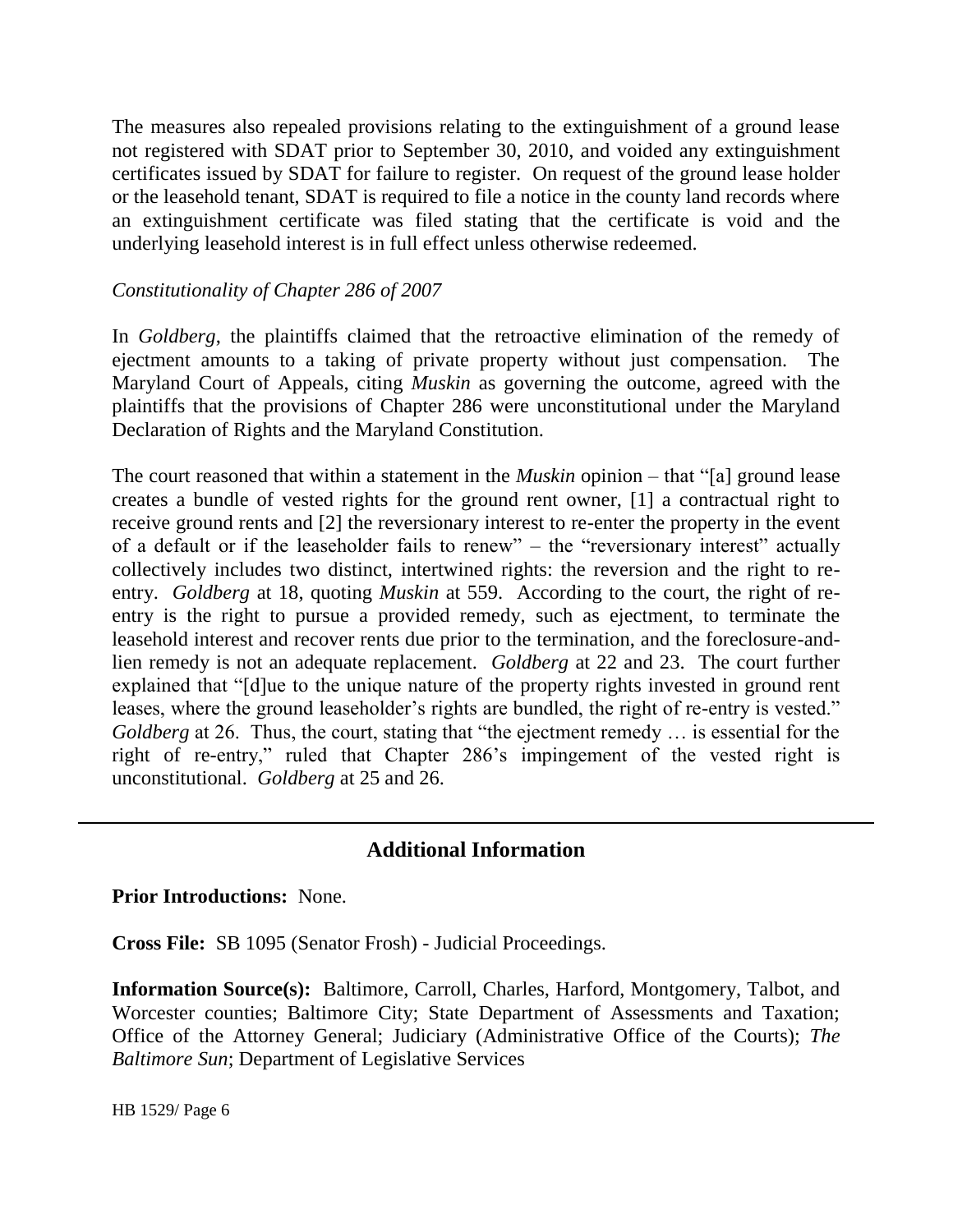The measures also repealed provisions relating to the extinguishment of a ground lease not registered with SDAT prior to September 30, 2010, and voided any extinguishment certificates issued by SDAT for failure to register. On request of the ground lease holder or the leasehold tenant, SDAT is required to file a notice in the county land records where an extinguishment certificate was filed stating that the certificate is void and the underlying leasehold interest is in full effect unless otherwise redeemed.

*Constitutionality of Chapter 286 of 2007*

In *Goldberg*, the plaintiffs claimed that the retroactive elimination of the remedy of ejectment amounts to a taking of private property without just compensation. The Maryland Court of Appeals, citing *Muskin* as governing the outcome, agreed with the plaintiffs that the provisions of Chapter 286 were unconstitutional under the Maryland Declaration of Rights and the Maryland Constitution.

The court reasoned that within a statement in the *Muskin* opinion – that "[a] ground lease creates a bundle of vested rights for the ground rent owner, [1] a contractual right to receive ground rents and [2] the reversionary interest to re-enter the property in the event of a default or if the leaseholder fails to renew" – the "reversionary interest" actually collectively includes two distinct, intertwined rights: the reversion and the right to re-entry. *Goldberg* at 18, quoting *Muskin* at 559. According to the court, the right of re-entry is the right to pursue a provided remedy, such as ejectment, to terminate the leasehold interest and recover rents due prior to the termination, and the foreclosure-and-lien remedy is not an adequate replacement. *Goldberg* at 22 and 23. The court further explained that "[d]ue to the unique nature of the property rights invested in ground rent leases, where the ground leaseholder's rights are bundled, the right of re-entry is vested." *Goldberg* at 26. Thus, the court, stating that "the ejectment remedy … is essential for the right of re-entry," ruled that Chapter 286's impingement of the vested right is unconstitutional. *Goldberg* at 25 and 26.

---

## Additional Information

**Prior Introductions:** None.

**Cross File:** SB 1095 (Senator Frosh) - Judicial Proceedings.

**Information Source(s):** Baltimore, Carroll, Charles, Harford, Montgomery, Talbot, and Worcester counties; Baltimore City; State Department of Assessments and Taxation; Office of the Attorney General; Judiciary (Administrative Office of the Courts); *The Baltimore Sun*; Department of Legislative Services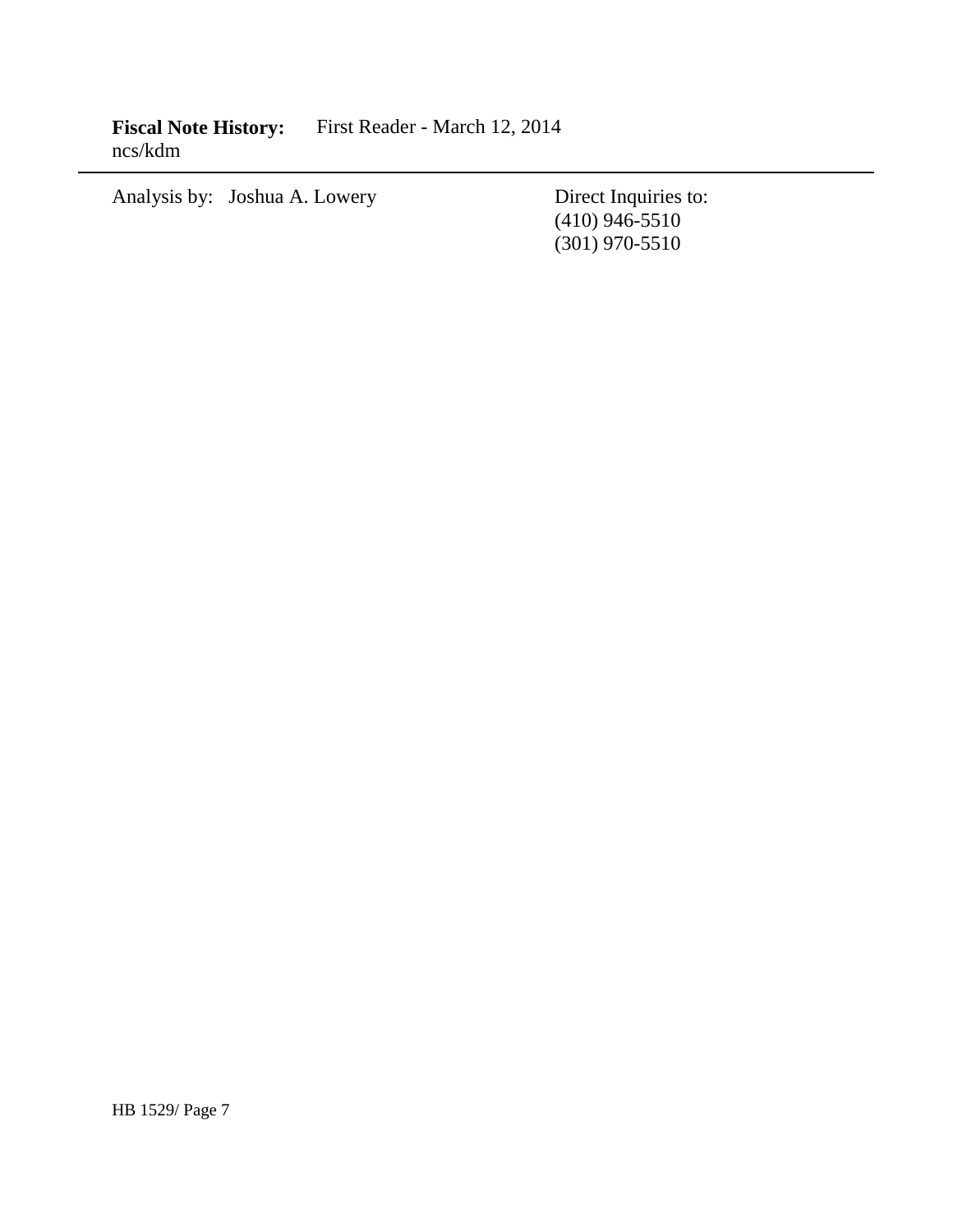**Fiscal Note History:** First Reader - March 12, 2014
ncs/kdm

---

Analysis by: Joshua A. Lowery

Direct Inquiries to:
(410) 946-5510
(301) 970-5510